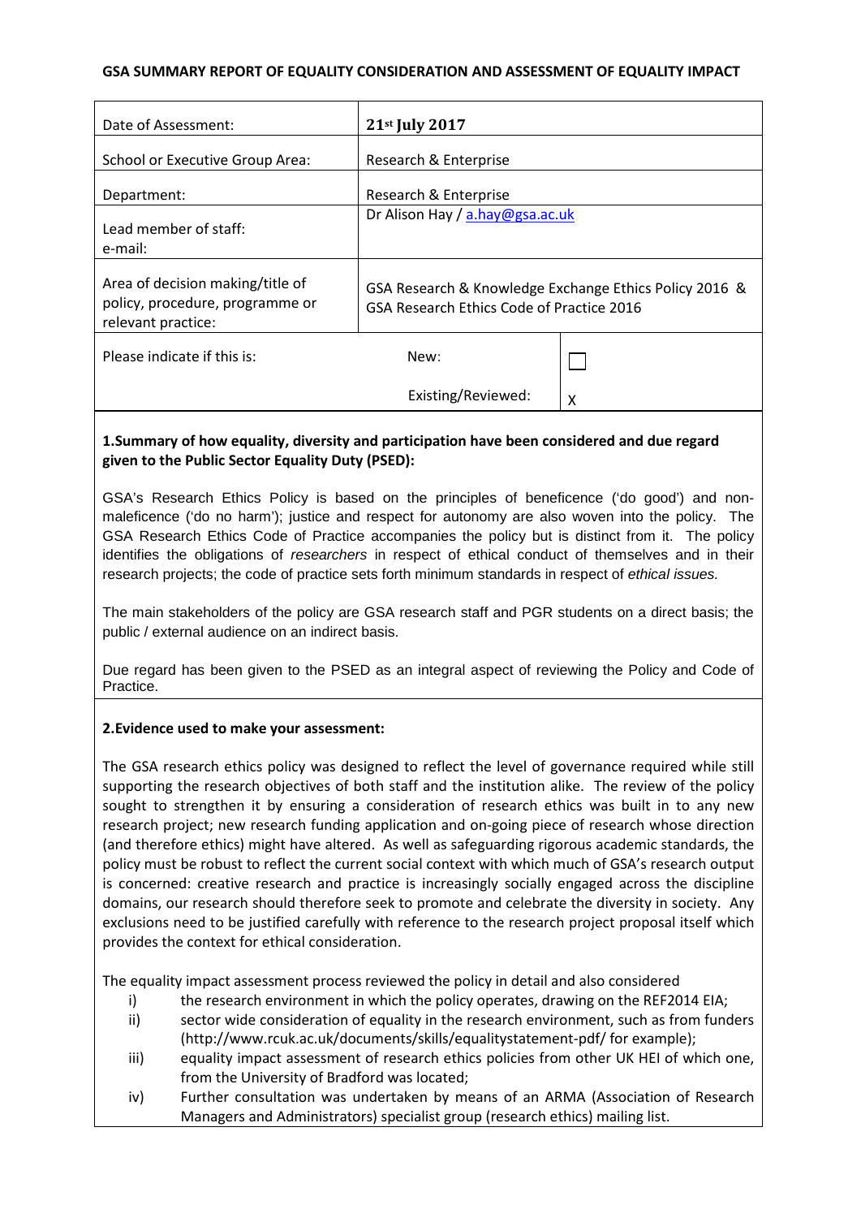**GSA SUMMARY REPORT OF EQUALITY CONSIDERATION AND ASSESSMENT OF EQUALITY IMPACT**

| | | |
|---|---|---|
| Date of Assessment: | **21st July 2017** | |
| School or Executive Group Area: | Research & Enterprise | |
| Department: | Research & Enterprise | |
| Lead member of staff: e-mail: | Dr Alison Hay / a.hay@gsa.ac.uk | |
| Area of decision making/title of policy, procedure, programme or relevant practice: | GSA Research & Knowledge Exchange Ethics Policy 2016 & GSA Research Ethics Code of Practice 2016 | |
| Please indicate if this is: | New: | ☐ |
| | Existing/Reviewed: | X |

**1.Summary of how equality, diversity and participation have been considered and due regard given to the Public Sector Equality Duty (PSED):**

GSA's Research Ethics Policy is based on the principles of beneficence ('do good') and non-maleficence ('do no harm'); justice and respect for autonomy are also woven into the policy. The GSA Research Ethics Code of Practice accompanies the policy but is distinct from it. The policy identifies the obligations of *researchers* in respect of ethical conduct of themselves and in their research projects; the code of practice sets forth minimum standards in respect of *ethical issues.*

The main stakeholders of the policy are GSA research staff and PGR students on a direct basis; the public / external audience on an indirect basis.

Due regard has been given to the PSED as an integral aspect of reviewing the Policy and Code of Practice.

**2.Evidence used to make your assessment:**

The GSA research ethics policy was designed to reflect the level of governance required while still supporting the research objectives of both staff and the institution alike. The review of the policy sought to strengthen it by ensuring a consideration of research ethics was built in to any new research project; new research funding application and on-going piece of research whose direction (and therefore ethics) might have altered. As well as safeguarding rigorous academic standards, the policy must be robust to reflect the current social context with which much of GSA's research output is concerned: creative research and practice is increasingly socially engaged across the discipline domains, our research should therefore seek to promote and celebrate the diversity in society. Any exclusions need to be justified carefully with reference to the research project proposal itself which provides the context for ethical consideration.

The equality impact assessment process reviewed the policy in detail and also considered

i) the research environment in which the policy operates, drawing on the REF2014 EIA;
ii) sector wide consideration of equality in the research environment, such as from funders (http://www.rcuk.ac.uk/documents/skills/equalitystatement-pdf/ for example);
iii) equality impact assessment of research ethics policies from other UK HEI of which one, from the University of Bradford was located;
iv) Further consultation was undertaken by means of an ARMA (Association of Research Managers and Administrators) specialist group (research ethics) mailing list.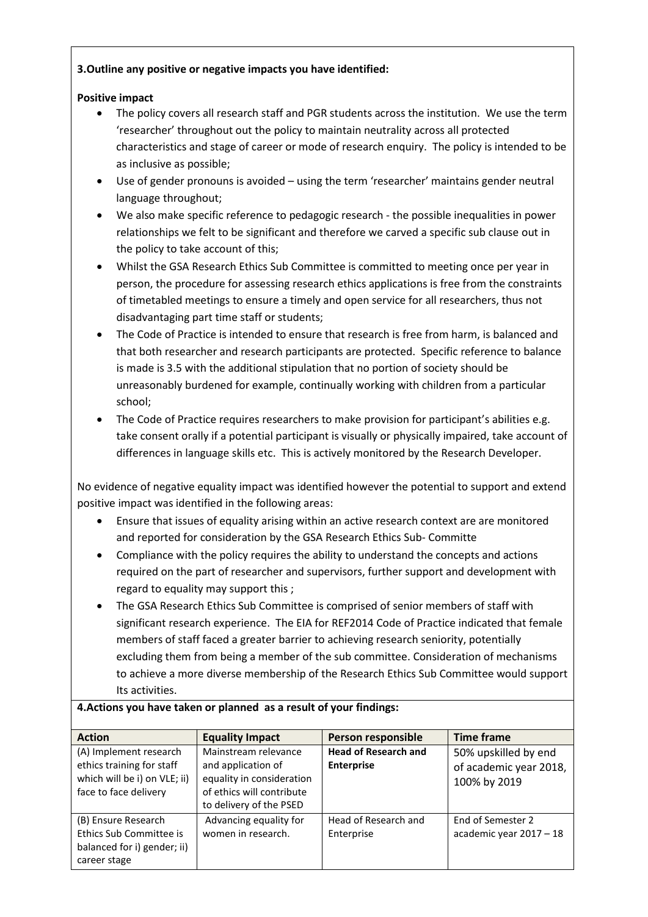**3.Outline any positive or negative impacts you have identified:**

**Positive impact**

- The policy covers all research staff and PGR students across the institution. We use the term 'researcher' throughout out the policy to maintain neutrality across all protected characteristics and stage of career or mode of research enquiry. The policy is intended to be as inclusive as possible;
- Use of gender pronouns is avoided – using the term 'researcher' maintains gender neutral language throughout;
- We also make specific reference to pedagogic research - the possible inequalities in power relationships we felt to be significant and therefore we carved a specific sub clause out in the policy to take account of this;
- Whilst the GSA Research Ethics Sub Committee is committed to meeting once per year in person, the procedure for assessing research ethics applications is free from the constraints of timetabled meetings to ensure a timely and open service for all researchers, thus not disadvantaging part time staff or students;
- The Code of Practice is intended to ensure that research is free from harm, is balanced and that both researcher and research participants are protected. Specific reference to balance is made is 3.5 with the additional stipulation that no portion of society should be unreasonably burdened for example, continually working with children from a particular school;
- The Code of Practice requires researchers to make provision for participant's abilities e.g. take consent orally if a potential participant is visually or physically impaired, take account of differences in language skills etc. This is actively monitored by the Research Developer.

No evidence of negative equality impact was identified however the potential to support and extend positive impact was identified in the following areas:

- Ensure that issues of equality arising within an active research context are are monitored and reported for consideration by the GSA Research Ethics Sub- Committe
- Compliance with the policy requires the ability to understand the concepts and actions required on the part of researcher and supervisors, further support and development with regard to equality may support this ;
- The GSA Research Ethics Sub Committee is comprised of senior members of staff with significant research experience. The EIA for REF2014 Code of Practice indicated that female members of staff faced a greater barrier to achieving research seniority, potentially excluding them from being a member of the sub committee. Consideration of mechanisms to achieve a more diverse membership of the Research Ethics Sub Committee would support Its activities.

**4.Actions you have taken or planned as a result of your findings:**

| Action | Equality Impact | Person responsible | Time frame |
|---|---|---|---|
| (A) Implement research ethics training for staff which will be i) on VLE; ii) face to face delivery | Mainstream relevance and application of equality in consideration of ethics will contribute to delivery of the PSED | **Head of Research and Enterprise** | 50% upskilled by end of academic year 2018, 100% by 2019 |
| (B) Ensure Research Ethics Sub Committee is balanced for i) gender; ii) career stage | Advancing equality for women in research. | Head of Research and Enterprise | End of Semester 2 academic year 2017 – 18 |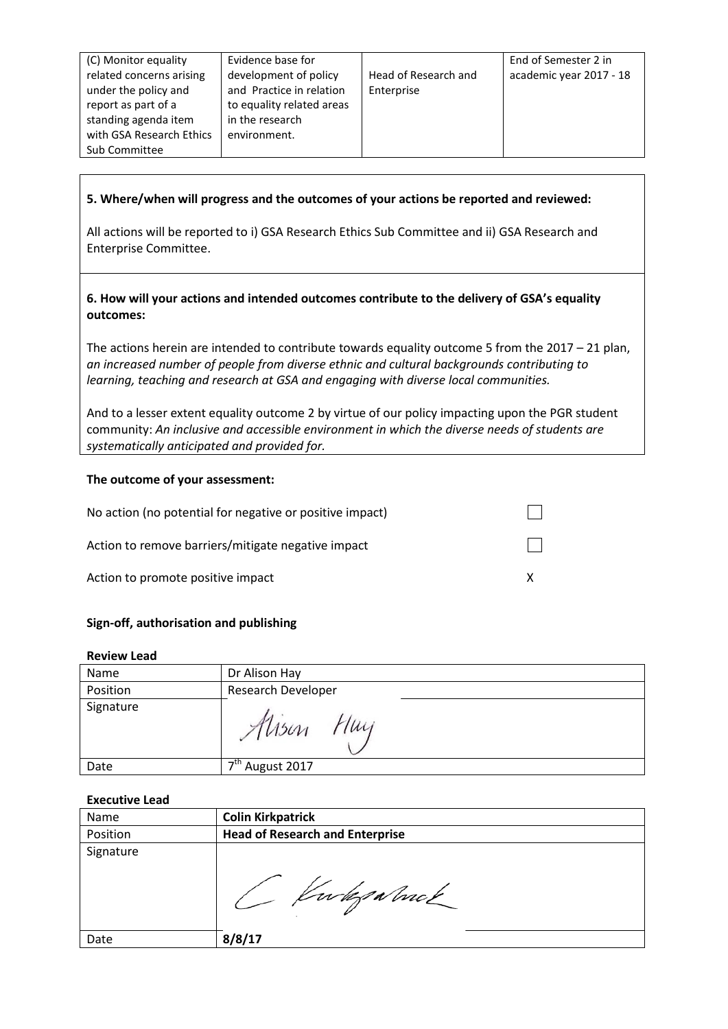| (C) Monitor equality related concerns arising under the policy and report as part of a standing agenda item with GSA Research Ethics Sub Committee | Evidence base for development of policy and Practice in relation to equality related areas in the research environment. | Head of Research and Enterprise | End of Semester 2 in academic year 2017 - 18 |
|---|---|---|---|

**5. Where/when will progress and the outcomes of your actions be reported and reviewed:**

All actions will be reported to i) GSA Research Ethics Sub Committee and ii) GSA Research and Enterprise Committee.

**6. How will your actions and intended outcomes contribute to the delivery of GSA's equality outcomes:**

The actions herein are intended to contribute towards equality outcome 5 from the 2017 – 21 plan, *an increased number of people from diverse ethnic and cultural backgrounds contributing to learning, teaching and research at GSA and engaging with diverse local communities.*

And to a lesser extent equality outcome 2 by virtue of our policy impacting upon the PGR student community: *An inclusive and accessible environment in which the diverse needs of students are systematically anticipated and provided for.*

**The outcome of your assessment:**

| | |
|---|---|
| No action (no potential for negative or positive impact) | ☐ |
| Action to remove barriers/mitigate negative impact | ☐ |
| Action to promote positive impact | X |

**Sign-off, authorisation and publishing**

**Review Lead**

| | |
|---|---|
| Name | Dr Alison Hay |
| Position | Research Developer |
| Signature | Alison Hay |
| Date | 7th August 2017 |

**Executive Lead**

| | |
|---|---|
| Name | **Colin Kirkpatrick** |
| Position | **Head of Research and Enterprise** |
| Signature | C Kirkpatrick |
| Date | **8/8/17** |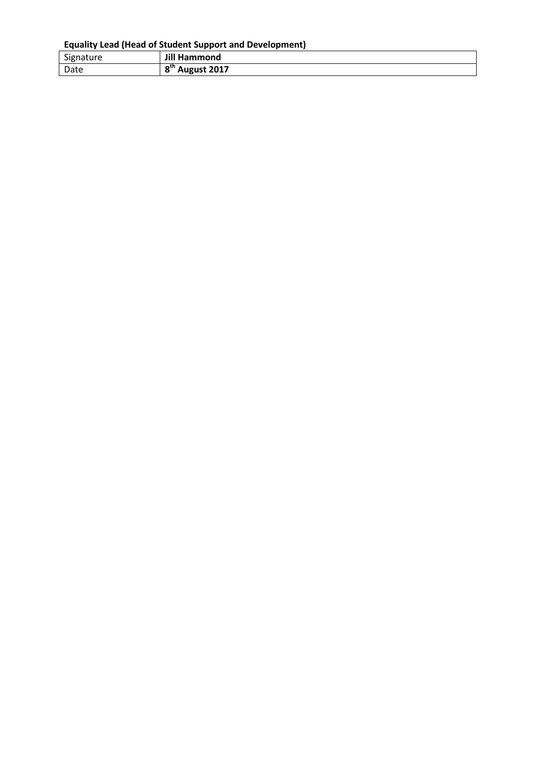**Equality Lead (Head of Student Support and Development)**

| | |
|---|---|
| Signature | **Jill Hammond** |
| Date | **8th August 2017** |